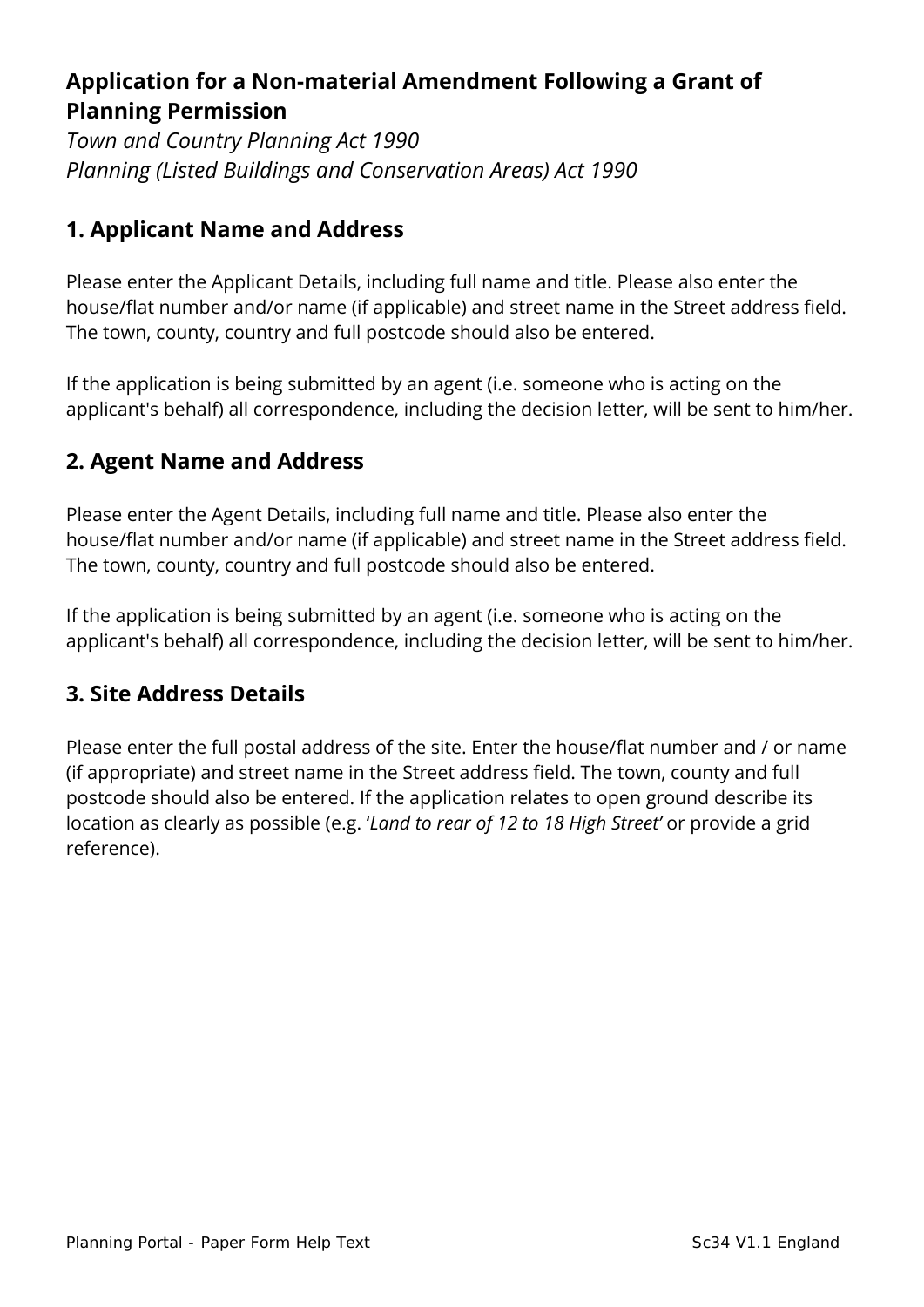# Application for a Non-material Amendment Following a Grant of Planning Permission

*Town and Country Planning Act 1990*
*Planning (Listed Buildings and Conservation Areas) Act 1990*

## 1. Applicant Name and Address

Please enter the Applicant Details, including full name and title. Please also enter the house/flat number and/or name (if applicable) and street name in the Street address field. The town, county, country and full postcode should also be entered.

If the application is being submitted by an agent (i.e. someone who is acting on the applicant's behalf) all correspondence, including the decision letter, will be sent to him/her.

## 2. Agent Name and Address

Please enter the Agent Details, including full name and title. Please also enter the house/flat number and/or name (if applicable) and street name in the Street address field. The town, county, country and full postcode should also be entered.

If the application is being submitted by an agent (i.e. someone who is acting on the applicant's behalf) all correspondence, including the decision letter, will be sent to him/her.

## 3. Site Address Details

Please enter the full postal address of the site. Enter the house/flat number and / or name (if appropriate) and street name in the Street address field. The town, county and full postcode should also be entered. If the application relates to open ground describe its location as clearly as possible (e.g. '*Land to rear of 12 to 18 High Street*' or provide a grid reference).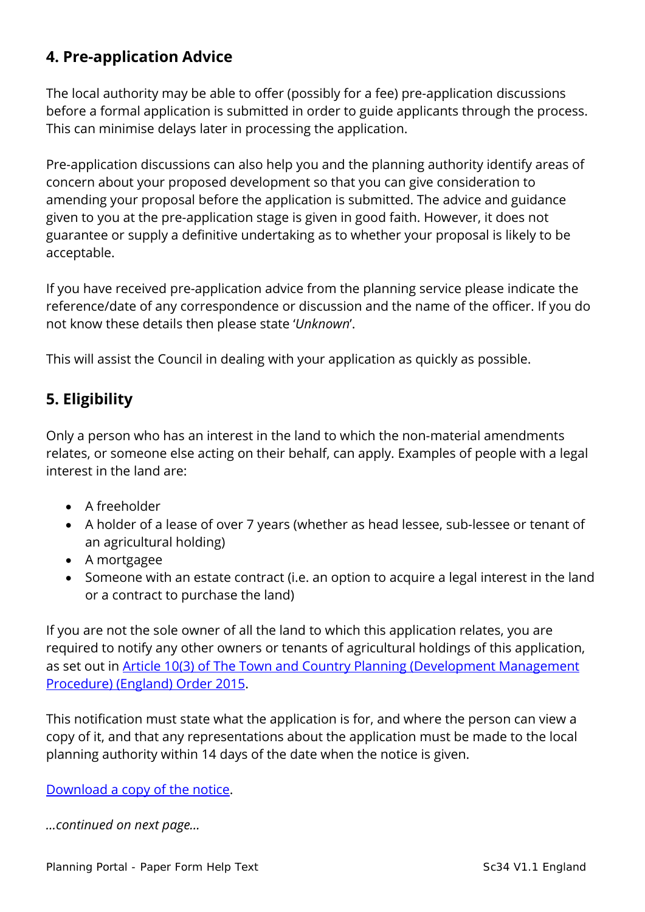## 4. Pre-application Advice

The local authority may be able to offer (possibly for a fee) pre-application discussions before a formal application is submitted in order to guide applicants through the process. This can minimise delays later in processing the application.

Pre-application discussions can also help you and the planning authority identify areas of concern about your proposed development so that you can give consideration to amending your proposal before the application is submitted. The advice and guidance given to you at the pre-application stage is given in good faith. However, it does not guarantee or supply a definitive undertaking as to whether your proposal is likely to be acceptable.

If you have received pre-application advice from the planning service please indicate the reference/date of any correspondence or discussion and the name of the officer. If you do not know these details then please state '*Unknown*'.

This will assist the Council in dealing with your application as quickly as possible.

## 5. Eligibility

Only a person who has an interest in the land to which the non-material amendments relates, or someone else acting on their behalf, can apply. Examples of people with a legal interest in the land are:

- A freeholder
- A holder of a lease of over 7 years (whether as head lessee, sub-lessee or tenant of an agricultural holding)
- A mortgagee
- Someone with an estate contract (i.e. an option to acquire a legal interest in the land or a contract to purchase the land)

If you are not the sole owner of all the land to which this application relates, you are required to notify any other owners or tenants of agricultural holdings of this application, as set out in Article 10(3) of The Town and Country Planning (Development Management Procedure) (England) Order 2015.

This notification must state what the application is for, and where the person can view a copy of it, and that any representations about the application must be made to the local planning authority within 14 days of the date when the notice is given.

Download a copy of the notice.

*...continued on next page...*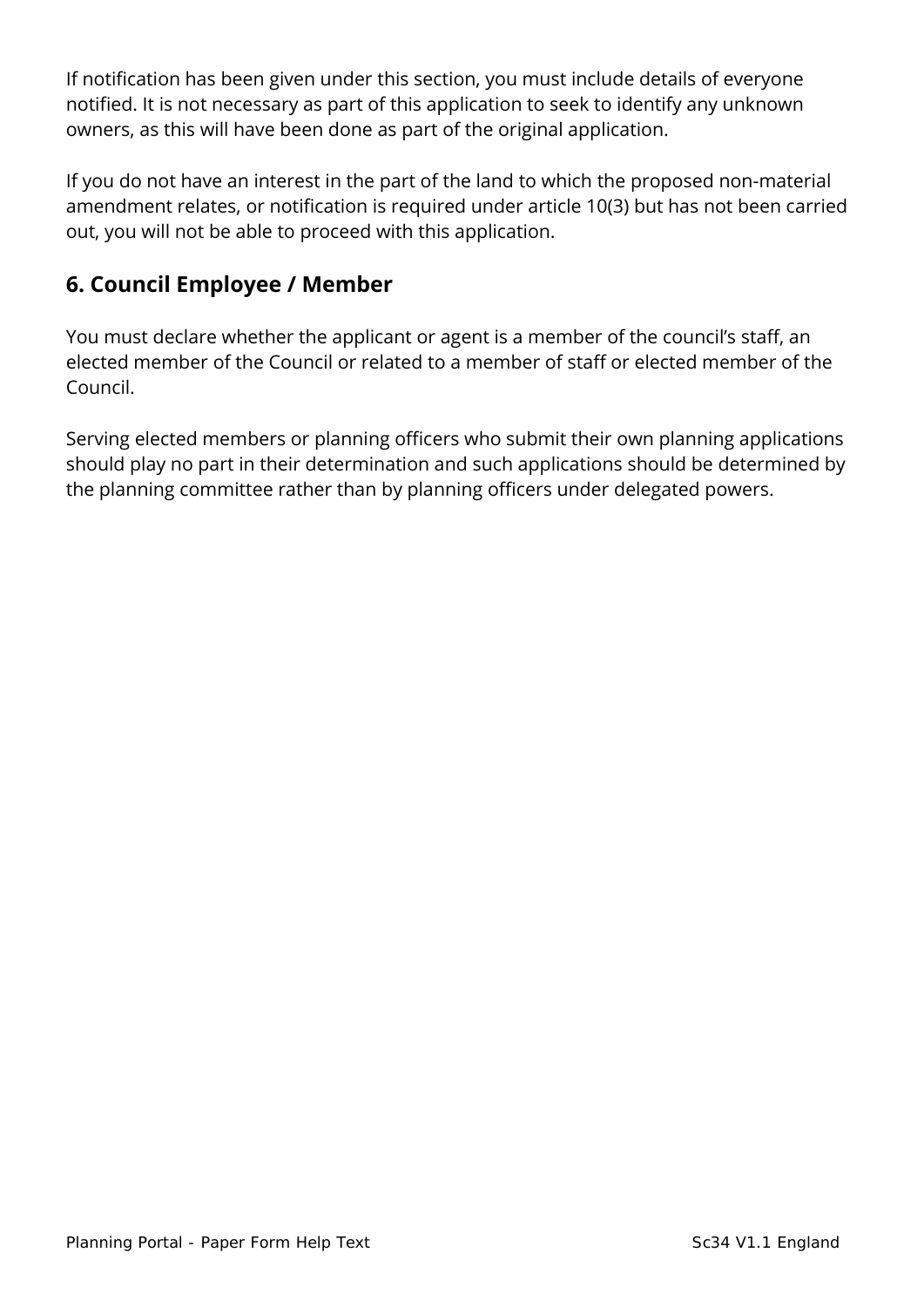If notification has been given under this section, you must include details of everyone notified. It is not necessary as part of this application to seek to identify any unknown owners, as this will have been done as part of the original application.

If you do not have an interest in the part of the land to which the proposed non-material amendment relates, or notification is required under article 10(3) but has not been carried out, you will not be able to proceed with this application.

## 6. Council Employee / Member

You must declare whether the applicant or agent is a member of the council's staff, an elected member of the Council or related to a member of staff or elected member of the Council.

Serving elected members or planning officers who submit their own planning applications should play no part in their determination and such applications should be determined by the planning committee rather than by planning officers under delegated powers.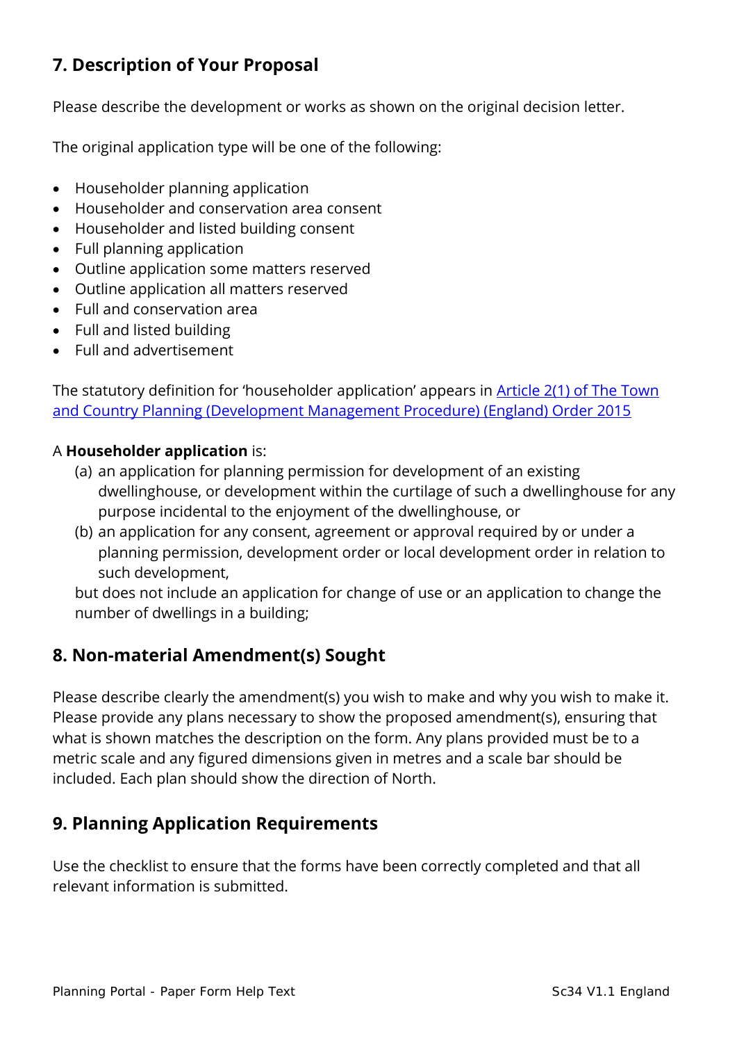## 7. Description of Your Proposal

Please describe the development or works as shown on the original decision letter.

The original application type will be one of the following:

- Householder planning application
- Householder and conservation area consent
- Householder and listed building consent
- Full planning application
- Outline application some matters reserved
- Outline application all matters reserved
- Full and conservation area
- Full and listed building
- Full and advertisement

The statutory definition for 'householder application' appears in [Article 2(1) of The Town and Country Planning (Development Management Procedure) (England) Order 2015]

A **Householder application** is:

(a) an application for planning permission for development of an existing dwellinghouse, or development within the curtilage of such a dwellinghouse for any purpose incidental to the enjoyment of the dwellinghouse, or

(b) an application for any consent, agreement or approval required by or under a planning permission, development order or local development order in relation to such development,

but does not include an application for change of use or an application to change the number of dwellings in a building;

## 8. Non-material Amendment(s) Sought

Please describe clearly the amendment(s) you wish to make and why you wish to make it. Please provide any plans necessary to show the proposed amendment(s), ensuring that what is shown matches the description on the form. Any plans provided must be to a metric scale and any figured dimensions given in metres and a scale bar should be included. Each plan should show the direction of North.

## 9. Planning Application Requirements

Use the checklist to ensure that the forms have been correctly completed and that all relevant information is submitted.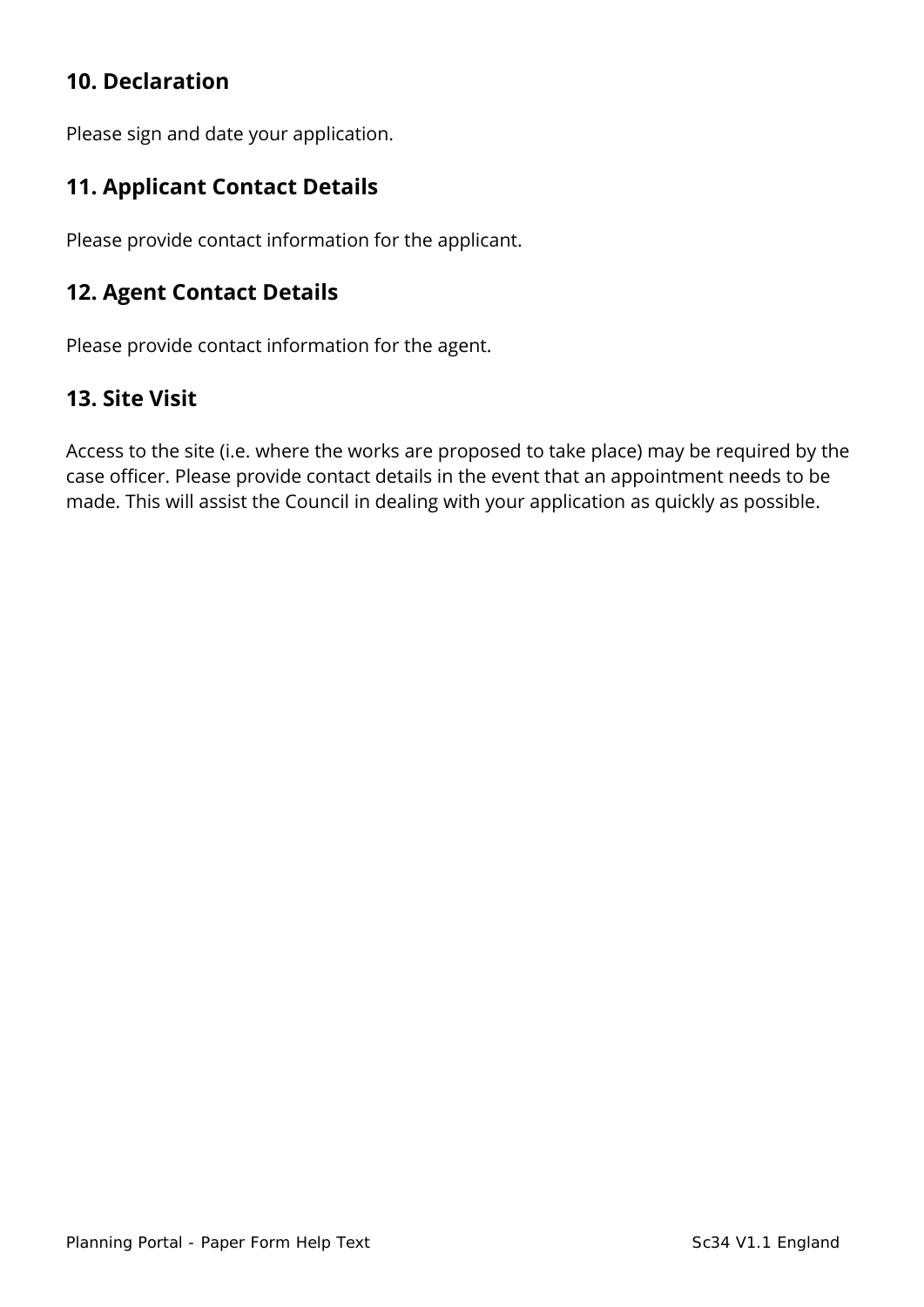## 10. Declaration

Please sign and date your application.

## 11. Applicant Contact Details

Please provide contact information for the applicant.

## 12. Agent Contact Details

Please provide contact information for the agent.

## 13. Site Visit

Access to the site (i.e. where the works are proposed to take place) may be required by the case officer. Please provide contact details in the event that an appointment needs to be made. This will assist the Council in dealing with your application as quickly as possible.